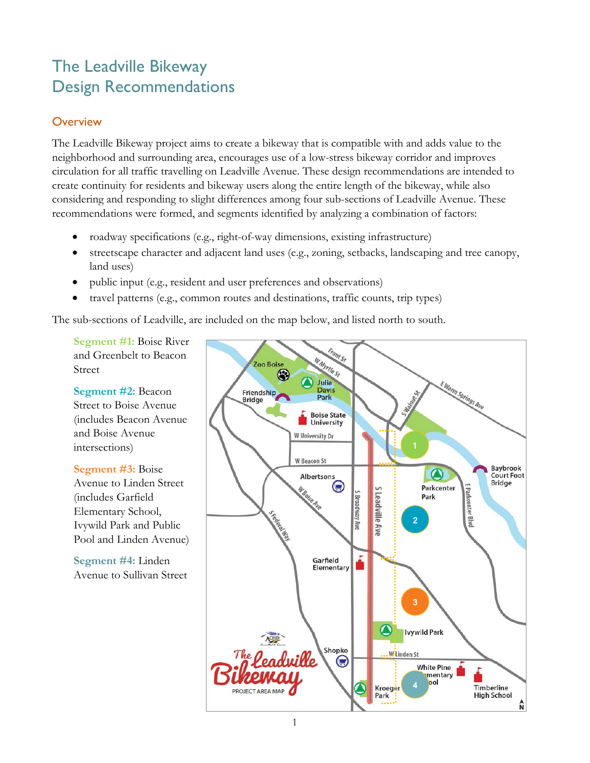# The Leadville Bikeway Design Recommendations

## Overview

The Leadville Bikeway project aims to create a bikeway that is compatible with and adds value to the neighborhood and surrounding area, encourages use of a low-stress bikeway corridor and improves circulation for all traffic travelling on Leadville Avenue. These design recommendations are intended to create continuity for residents and bikeway users along the entire length of the bikeway, while also considering and responding to slight differences among four sub-sections of Leadville Avenue. These recommendations were formed, and segments identified by analyzing a combination of factors:

- roadway specifications (e.g., right-of-way dimensions, existing infrastructure)
- streetscape character and adjacent land uses (e.g., zoning, setbacks, landscaping and tree canopy, land uses)
- public input (e.g., resident and user preferences and observations)
- travel patterns (e.g., common routes and destinations, traffic counts, trip types)

The sub-sections of Leadville, are included on the map below, and listed north to south.

**Segment #1:** Boise River and Greenbelt to Beacon Street

**Segment #2:** Beacon Street to Boise Avenue (includes Beacon Avenue and Boise Avenue intersections)

**Segment #3:** Boise Avenue to Linden Street (includes Garfield Elementary School, Ivywild Park and Public Pool and Linden Avenue)

**Segment #4:** Linden Avenue to Sullivan Street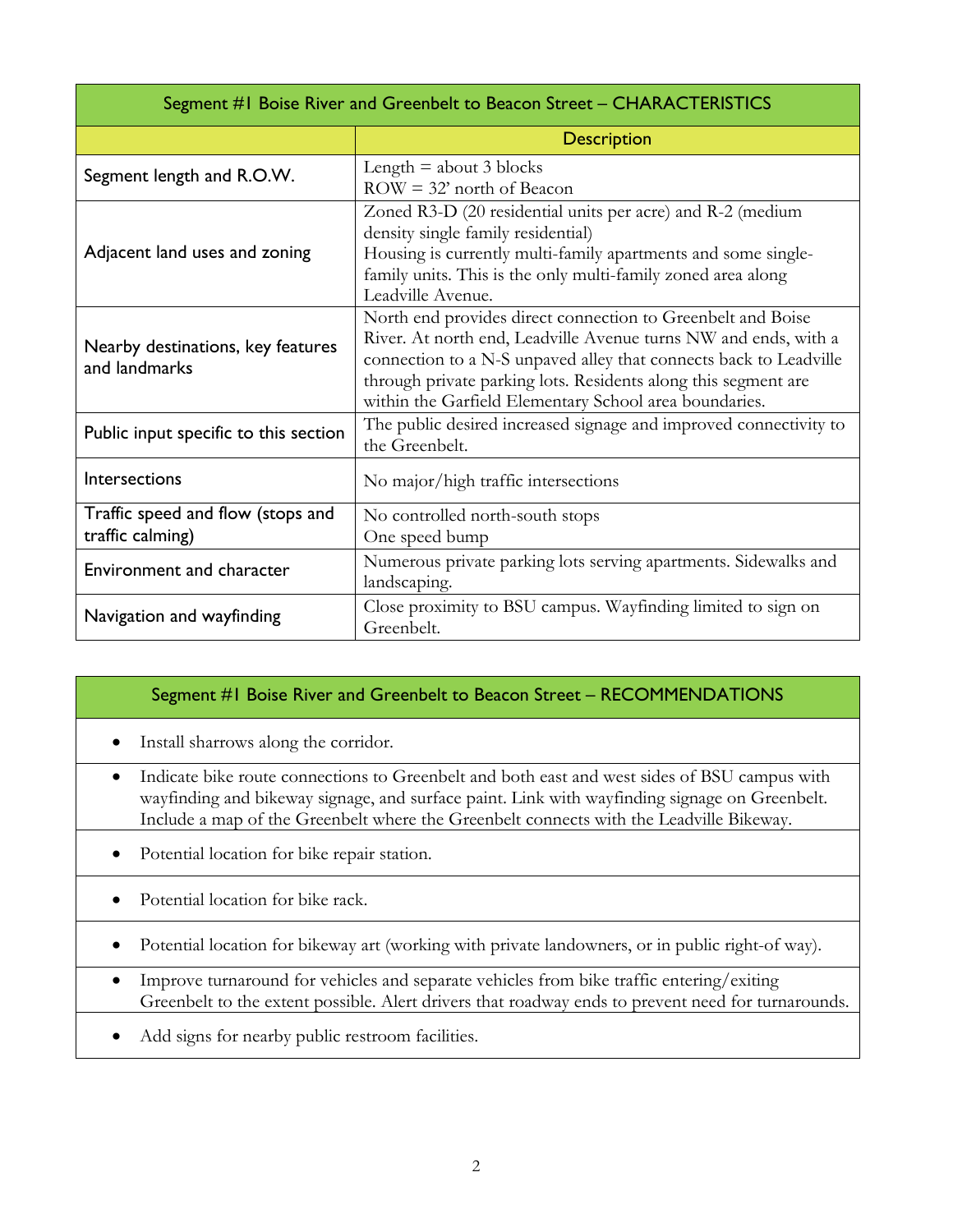| Segment #1 Boise River and Greenbelt to Beacon Street – CHARACTERISTICS | |
|---|---|
| | Description |
| Segment length and R.O.W. | Length = about 3 blocks<br>ROW = 32' north of Beacon |
| Adjacent land uses and zoning | Zoned R3-D (20 residential units per acre) and R-2 (medium density single family residential)<br>Housing is currently multi-family apartments and some single-family units. This is the only multi-family zoned area along Leadville Avenue. |
| Nearby destinations, key features and landmarks | North end provides direct connection to Greenbelt and Boise River. At north end, Leadville Avenue turns NW and ends, with a connection to a N-S unpaved alley that connects back to Leadville through private parking lots. Residents along this segment are within the Garfield Elementary School area boundaries. |
| Public input specific to this section | The public desired increased signage and improved connectivity to the Greenbelt. |
| Intersections | No major/high traffic intersections |
| Traffic speed and flow (stops and traffic calming) | No controlled north-south stops<br>One speed bump |
| Environment and character | Numerous private parking lots serving apartments. Sidewalks and landscaping. |
| Navigation and wayfinding | Close proximity to BSU campus. Wayfinding limited to sign on Greenbelt. |

| Segment #1 Boise River and Greenbelt to Beacon Street – RECOMMENDATIONS |
|---|
| • Install sharrows along the corridor. |
| • Indicate bike route connections to Greenbelt and both east and west sides of BSU campus with wayfinding and bikeway signage, and surface paint. Link with wayfinding signage on Greenbelt. Include a map of the Greenbelt where the Greenbelt connects with the Leadville Bikeway. |
| • Potential location for bike repair station. |
| • Potential location for bike rack. |
| • Potential location for bikeway art (working with private landowners, or in public right-of way). |
| • Improve turnaround for vehicles and separate vehicles from bike traffic entering/exiting Greenbelt to the extent possible. Alert drivers that roadway ends to prevent need for turnarounds. |
| • Add signs for nearby public restroom facilities. |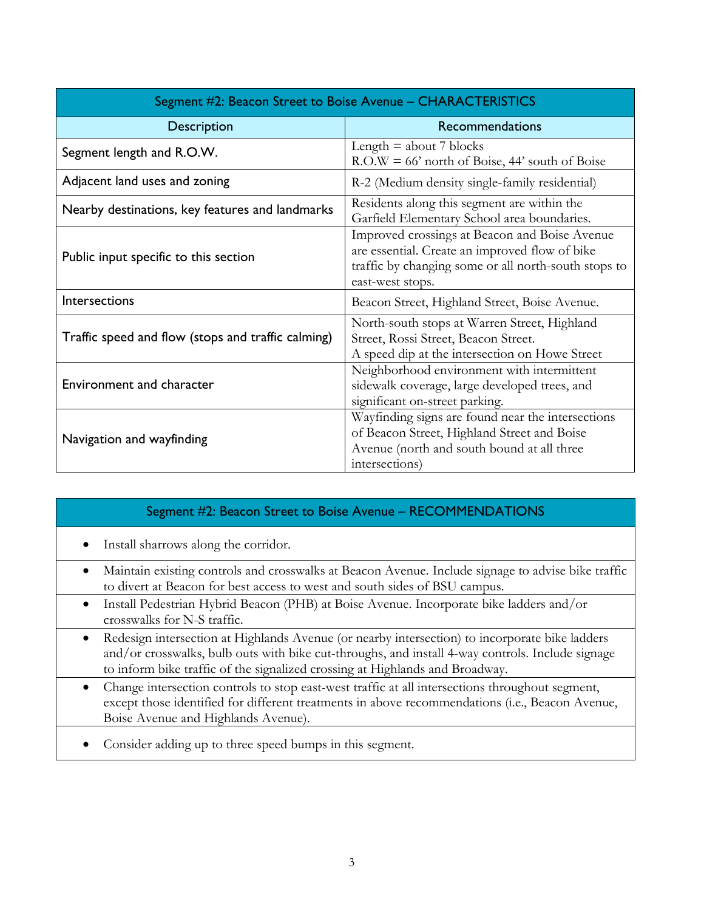| Segment #2: Beacon Street to Boise Avenue – CHARACTERISTICS | |
|---|---|
| Description | Recommendations |
| Segment length and R.O.W. | Length = about 7 blocks<br>R.O.W = 66' north of Boise, 44' south of Boise |
| Adjacent land uses and zoning | R-2 (Medium density single-family residential) |
| Nearby destinations, key features and landmarks | Residents along this segment are within the Garfield Elementary School area boundaries. |
| Public input specific to this section | Improved crossings at Beacon and Boise Avenue are essential. Create an improved flow of bike traffic by changing some or all north-south stops to east-west stops. |
| Intersections | Beacon Street, Highland Street, Boise Avenue. |
| Traffic speed and flow (stops and traffic calming) | North-south stops at Warren Street, Highland Street, Rossi Street, Beacon Street.<br>A speed dip at the intersection on Howe Street |
| Environment and character | Neighborhood environment with intermittent sidewalk coverage, large developed trees, and significant on-street parking. |
| Navigation and wayfinding | Wayfinding signs are found near the intersections of Beacon Street, Highland Street and Boise Avenue (north and south bound at all three intersections) |

| Segment #2: Beacon Street to Boise Avenue – RECOMMENDATIONS |
|---|
| • Install sharrows along the corridor. |
| • Maintain existing controls and crosswalks at Beacon Avenue. Include signage to advise bike traffic to divert at Beacon for best access to west and south sides of BSU campus. |
| • Install Pedestrian Hybrid Beacon (PHB) at Boise Avenue. Incorporate bike ladders and/or crosswalks for N-S traffic. |
| • Redesign intersection at Highlands Avenue (or nearby intersection) to incorporate bike ladders and/or crosswalks, bulb outs with bike cut-throughs, and install 4-way controls. Include signage to inform bike traffic of the signalized crossing at Highlands and Broadway. |
| • Change intersection controls to stop east-west traffic at all intersections throughout segment, except those identified for different treatments in above recommendations (i.e., Beacon Avenue, Boise Avenue and Highlands Avenue). |
| • Consider adding up to three speed bumps in this segment. |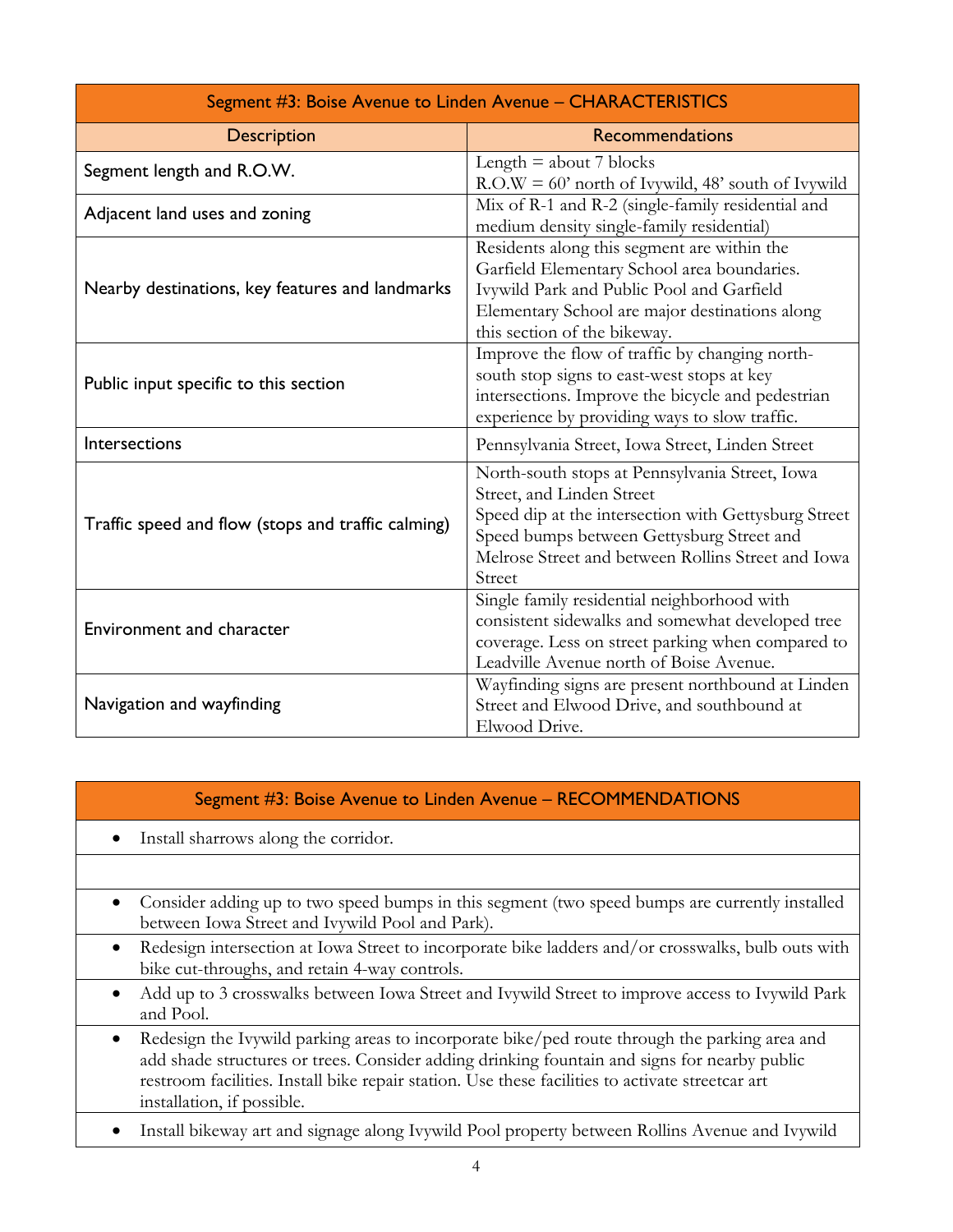| Segment #3: Boise Avenue to Linden Avenue – CHARACTERISTICS | |
|---|---|
| Description | Recommendations |
| Segment length and R.O.W. | Length = about 7 blocks<br>R.O.W = 60' north of Ivywild, 48' south of Ivywild |
| Adjacent land uses and zoning | Mix of R-1 and R-2 (single-family residential and medium density single-family residential) |
| Nearby destinations, key features and landmarks | Residents along this segment are within the Garfield Elementary School area boundaries. Ivywild Park and Public Pool and Garfield Elementary School are major destinations along this section of the bikeway. |
| Public input specific to this section | Improve the flow of traffic by changing north-south stop signs to east-west stops at key intersections. Improve the bicycle and pedestrian experience by providing ways to slow traffic. |
| Intersections | Pennsylvania Street, Iowa Street, Linden Street |
| Traffic speed and flow (stops and traffic calming) | North-south stops at Pennsylvania Street, Iowa Street, and Linden Street<br>Speed dip at the intersection with Gettysburg Street<br>Speed bumps between Gettysburg Street and Melrose Street and between Rollins Street and Iowa Street |
| Environment and character | Single family residential neighborhood with consistent sidewalks and somewhat developed tree coverage. Less on street parking when compared to Leadville Avenue north of Boise Avenue. |
| Navigation and wayfinding | Wayfinding signs are present northbound at Linden Street and Elwood Drive, and southbound at Elwood Drive. |

| Segment #3: Boise Avenue to Linden Avenue – RECOMMENDATIONS |
|---|
| • Install sharrows along the corridor. |
| |
| • Consider adding up to two speed bumps in this segment (two speed bumps are currently installed between Iowa Street and Ivywild Pool and Park). |
| • Redesign intersection at Iowa Street to incorporate bike ladders and/or crosswalks, bulb outs with bike cut-throughs, and retain 4-way controls. |
| • Add up to 3 crosswalks between Iowa Street and Ivywild Street to improve access to Ivywild Park and Pool. |
| • Redesign the Ivywild parking areas to incorporate bike/ped route through the parking area and add shade structures or trees. Consider adding drinking fountain and signs for nearby public restroom facilities. Install bike repair station. Use these facilities to activate streetcar art installation, if possible. |
| • Install bikeway art and signage along Ivywild Pool property between Rollins Avenue and Ivywild |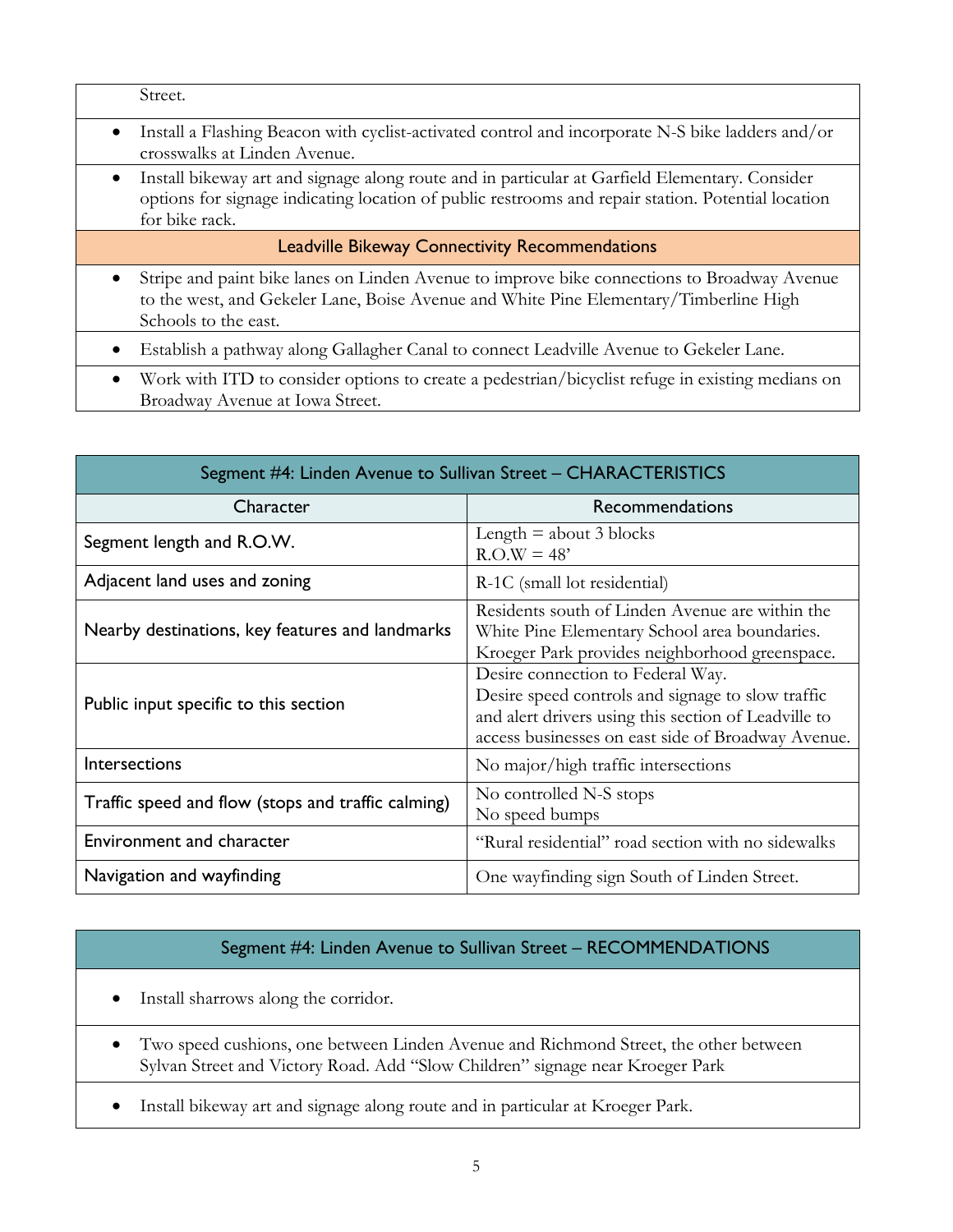| |
|---|
| Street. |
| • Install a Flashing Beacon with cyclist-activated control and incorporate N-S bike ladders and/or crosswalks at Linden Avenue. |
| • Install bikeway art and signage along route and in particular at Garfield Elementary. Consider options for signage indicating location of public restrooms and repair station. Potential location for bike rack. |
| **Leadville Bikeway Connectivity Recommendations** |
| • Stripe and paint bike lanes on Linden Avenue to improve bike connections to Broadway Avenue to the west, and Gekeler Lane, Boise Avenue and White Pine Elementary/Timberline High Schools to the east. |
| • Establish a pathway along Gallagher Canal to connect Leadville Avenue to Gekeler Lane. |
| • Work with ITD to consider options to create a pedestrian/bicyclist refuge in existing medians on Broadway Avenue at Iowa Street. |

| Segment #4: Linden Avenue to Sullivan Street – CHARACTERISTICS | |
|---|---|
| Character | Recommendations |
| Segment length and R.O.W. | Length = about 3 blocks<br>R.O.W = 48' |
| Adjacent land uses and zoning | R-1C (small lot residential) |
| Nearby destinations, key features and landmarks | Residents south of Linden Avenue are within the White Pine Elementary School area boundaries. Kroeger Park provides neighborhood greenspace. |
| Public input specific to this section | Desire connection to Federal Way.<br>Desire speed controls and signage to slow traffic and alert drivers using this section of Leadville to access businesses on east side of Broadway Avenue. |
| Intersections | No major/high traffic intersections |
| Traffic speed and flow (stops and traffic calming) | No controlled N-S stops<br>No speed bumps |
| Environment and character | "Rural residential" road section with no sidewalks |
| Navigation and wayfinding | One wayfinding sign South of Linden Street. |

| Segment #4: Linden Avenue to Sullivan Street – RECOMMENDATIONS |
|---|
| • Install sharrows along the corridor. |
| • Two speed cushions, one between Linden Avenue and Richmond Street, the other between Sylvan Street and Victory Road. Add "Slow Children" signage near Kroeger Park |
| • Install bikeway art and signage along route and in particular at Kroeger Park. |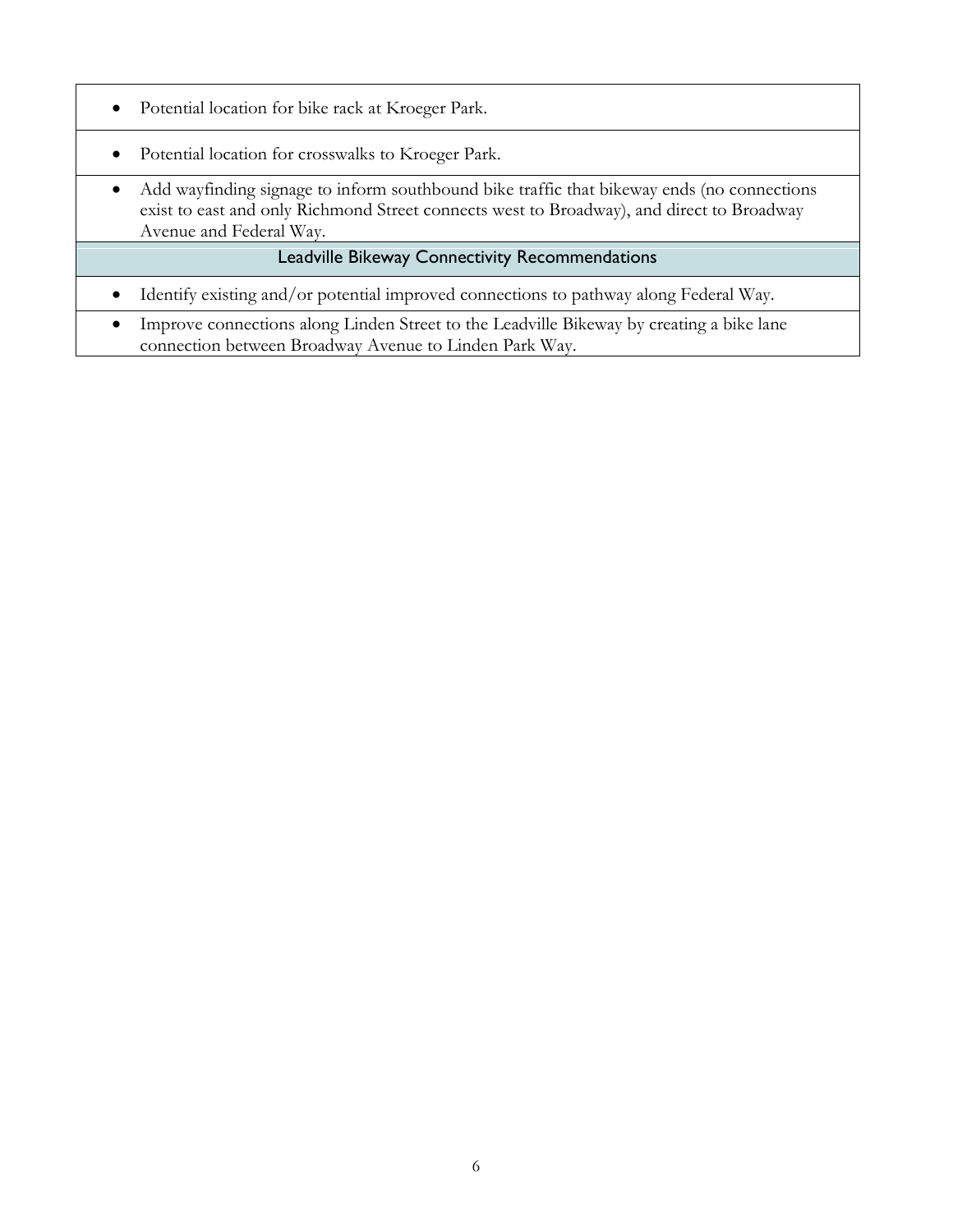| |
|---|
| - Potential location for bike rack at Kroeger Park. |
| - Potential location for crosswalks to Kroeger Park. |
| - Add wayfinding signage to inform southbound bike traffic that bikeway ends (no connections exist to east and only Richmond Street connects west to Broadway), and direct to Broadway Avenue and Federal Way. |
| **Leadville Bikeway Connectivity Recommendations** |
| - Identify existing and/or potential improved connections to pathway along Federal Way. |
| - Improve connections along Linden Street to the Leadville Bikeway by creating a bike lane connection between Broadway Avenue to Linden Park Way. |